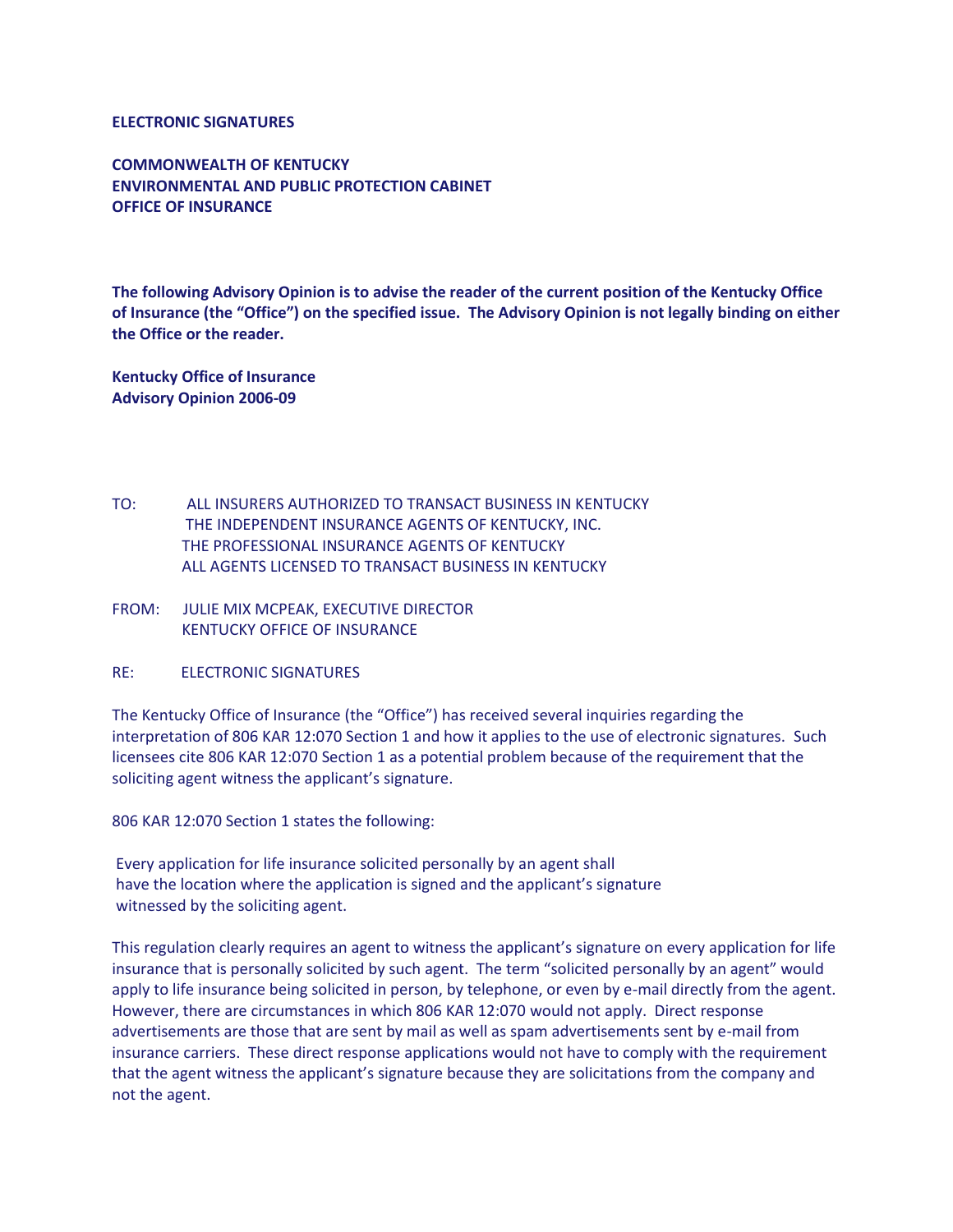**ELECTRONIC SIGNATURES**

**COMMONWEALTH OF KENTUCKY**
**ENVIRONMENTAL AND PUBLIC PROTECTION CABINET**
**OFFICE OF INSURANCE**

**The following Advisory Opinion is to advise the reader of the current position of the Kentucky Office of Insurance (the "Office") on the specified issue. The Advisory Opinion is not legally binding on either the Office or the reader.**

**Kentucky Office of Insurance**
**Advisory Opinion 2006-09**

TO: ALL INSURERS AUTHORIZED TO TRANSACT BUSINESS IN KENTUCKY
THE INDEPENDENT INSURANCE AGENTS OF KENTUCKY, INC.
THE PROFESSIONAL INSURANCE AGENTS OF KENTUCKY
ALL AGENTS LICENSED TO TRANSACT BUSINESS IN KENTUCKY

FROM: JULIE MIX MCPEAK, EXECUTIVE DIRECTOR
KENTUCKY OFFICE OF INSURANCE

RE: ELECTRONIC SIGNATURES

The Kentucky Office of Insurance (the "Office") has received several inquiries regarding the interpretation of 806 KAR 12:070 Section 1 and how it applies to the use of electronic signatures. Such licensees cite 806 KAR 12:070 Section 1 as a potential problem because of the requirement that the soliciting agent witness the applicant's signature.

806 KAR 12:070 Section 1 states the following:

> Every application for life insurance solicited personally by an agent shall have the location where the application is signed and the applicant's signature witnessed by the soliciting agent.

This regulation clearly requires an agent to witness the applicant's signature on every application for life insurance that is personally solicited by such agent. The term "solicited personally by an agent" would apply to life insurance being solicited in person, by telephone, or even by e-mail directly from the agent. However, there are circumstances in which 806 KAR 12:070 would not apply. Direct response advertisements are those that are sent by mail as well as spam advertisements sent by e-mail from insurance carriers. These direct response applications would not have to comply with the requirement that the agent witness the applicant's signature because they are solicitations from the company and not the agent.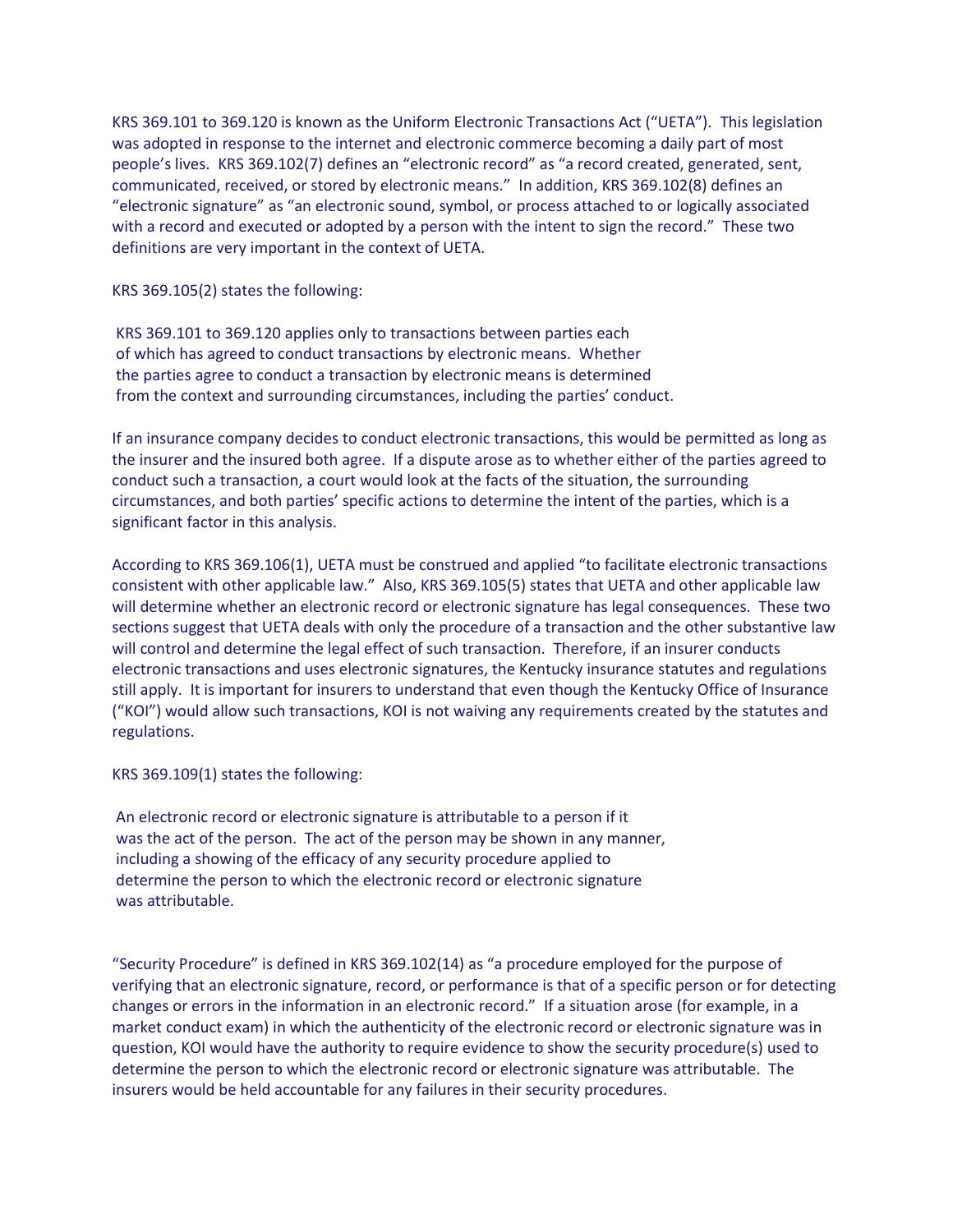KRS 369.101 to 369.120 is known as the Uniform Electronic Transactions Act ("UETA"). This legislation was adopted in response to the internet and electronic commerce becoming a daily part of most people's lives. KRS 369.102(7) defines an "electronic record" as "a record created, generated, sent, communicated, received, or stored by electronic means." In addition, KRS 369.102(8) defines an "electronic signature" as "an electronic sound, symbol, or process attached to or logically associated with a record and executed or adopted by a person with the intent to sign the record." These two definitions are very important in the context of UETA.

KRS 369.105(2) states the following:

> KRS 369.101 to 369.120 applies only to transactions between parties each of which has agreed to conduct transactions by electronic means. Whether the parties agree to conduct a transaction by electronic means is determined from the context and surrounding circumstances, including the parties' conduct.

If an insurance company decides to conduct electronic transactions, this would be permitted as long as the insurer and the insured both agree. If a dispute arose as to whether either of the parties agreed to conduct such a transaction, a court would look at the facts of the situation, the surrounding circumstances, and both parties' specific actions to determine the intent of the parties, which is a significant factor in this analysis.

According to KRS 369.106(1), UETA must be construed and applied "to facilitate electronic transactions consistent with other applicable law." Also, KRS 369.105(5) states that UETA and other applicable law will determine whether an electronic record or electronic signature has legal consequences. These two sections suggest that UETA deals with only the procedure of a transaction and the other substantive law will control and determine the legal effect of such transaction. Therefore, if an insurer conducts electronic transactions and uses electronic signatures, the Kentucky insurance statutes and regulations still apply. It is important for insurers to understand that even though the Kentucky Office of Insurance ("KOI") would allow such transactions, KOI is not waiving any requirements created by the statutes and regulations.

KRS 369.109(1) states the following:

> An electronic record or electronic signature is attributable to a person if it was the act of the person. The act of the person may be shown in any manner, including a showing of the efficacy of any security procedure applied to determine the person to which the electronic record or electronic signature was attributable.

"Security Procedure" is defined in KRS 369.102(14) as "a procedure employed for the purpose of verifying that an electronic signature, record, or performance is that of a specific person or for detecting changes or errors in the information in an electronic record." If a situation arose (for example, in a market conduct exam) in which the authenticity of the electronic record or electronic signature was in question, KOI would have the authority to require evidence to show the security procedure(s) used to determine the person to which the electronic record or electronic signature was attributable. The insurers would be held accountable for any failures in their security procedures.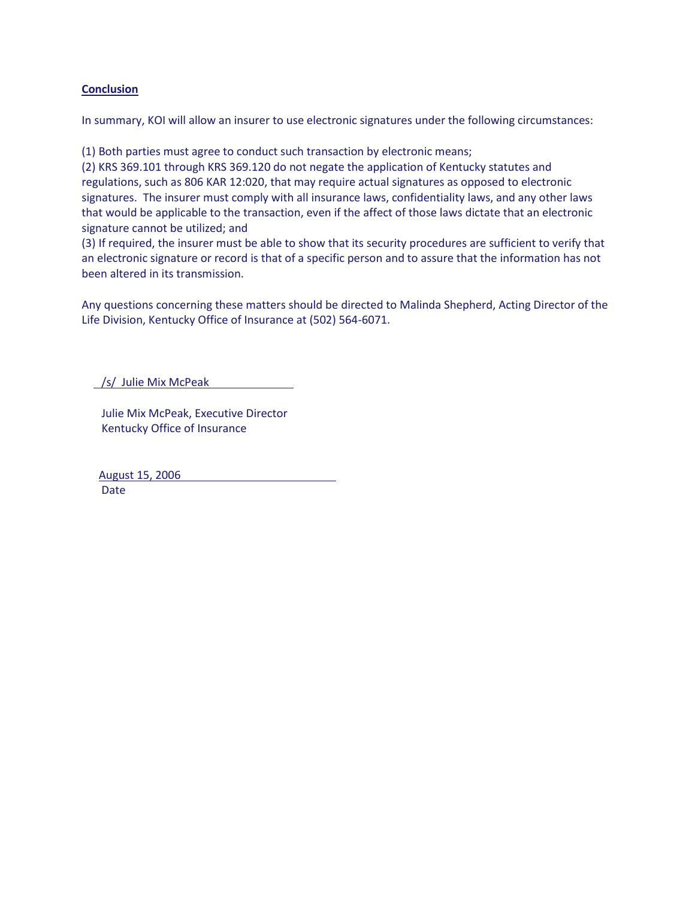**Conclusion**

In summary, KOI will allow an insurer to use electronic signatures under the following circumstances:

(1) Both parties must agree to conduct such transaction by electronic means;
(2) KRS 369.101 through KRS 369.120 do not negate the application of Kentucky statutes and regulations, such as 806 KAR 12:020, that may require actual signatures as opposed to electronic signatures. The insurer must comply with all insurance laws, confidentiality laws, and any other laws that would be applicable to the transaction, even if the affect of those laws dictate that an electronic signature cannot be utilized; and
(3) If required, the insurer must be able to show that its security procedures are sufficient to verify that an electronic signature or record is that of a specific person and to assure that the information has not been altered in its transmission.

Any questions concerning these matters should be directed to Malinda Shepherd, Acting Director of the Life Division, Kentucky Office of Insurance at (502) 564-6071.

/s/ Julie Mix McPeak

Julie Mix McPeak, Executive Director
Kentucky Office of Insurance

August 15, 2006
Date